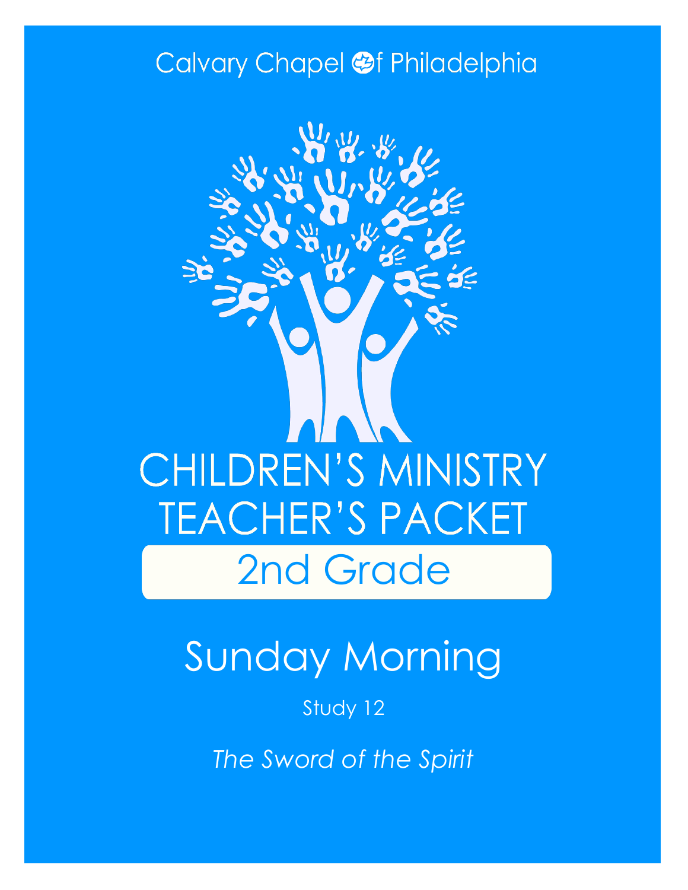Calvary Chapel of Philadelphia

# CHILDREN'S MINISTRY TEACHER'S PACKET

## 2nd Grade

# Sunday Morning

Study 12

*The Sword of the Spirit*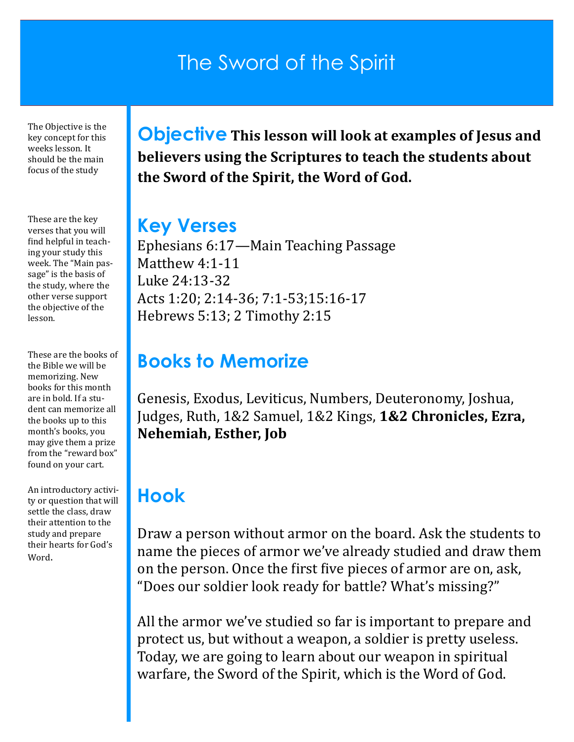# The Sword of the Spirit

The Objective is the key concept for this weeks lesson. It should be the main focus of the study

## Objective

**This lesson will look at examples of Jesus and believers using the Scriptures to teach the students about the Sword of the Spirit, the Word of God.**

These are the key verses that you will find helpful in teaching your study this week. The "Main passage" is the basis of the study, where the other verse support the objective of the lesson.

## Key Verses

Ephesians 6:17—Main Teaching Passage
Matthew 4:1-11
Luke 24:13-32
Acts 1:20; 2:14-36; 7:1-53;15:16-17
Hebrews 5:13; 2 Timothy 2:15

These are the books of the Bible we will be memorizing. New books for this month are in bold. If a student can memorize all the books up to this month's books, you may give them a prize from the "reward box" found on your cart.

## Books to Memorize

Genesis, Exodus, Leviticus, Numbers, Deuteronomy, Joshua, Judges, Ruth, 1&2 Samuel, 1&2 Kings, **1&2 Chronicles, Ezra, Nehemiah, Esther, Job**

An introductory activity or question that will settle the class, draw their attention to the study and prepare their hearts for God's Word.

## Hook

Draw a person without armor on the board. Ask the students to name the pieces of armor we've already studied and draw them on the person. Once the first five pieces of armor are on, ask, "Does our soldier look ready for battle? What's missing?"

All the armor we've studied so far is important to prepare and protect us, but without a weapon, a soldier is pretty useless. Today, we are going to learn about our weapon in spiritual warfare, the Sword of the Spirit, which is the Word of God.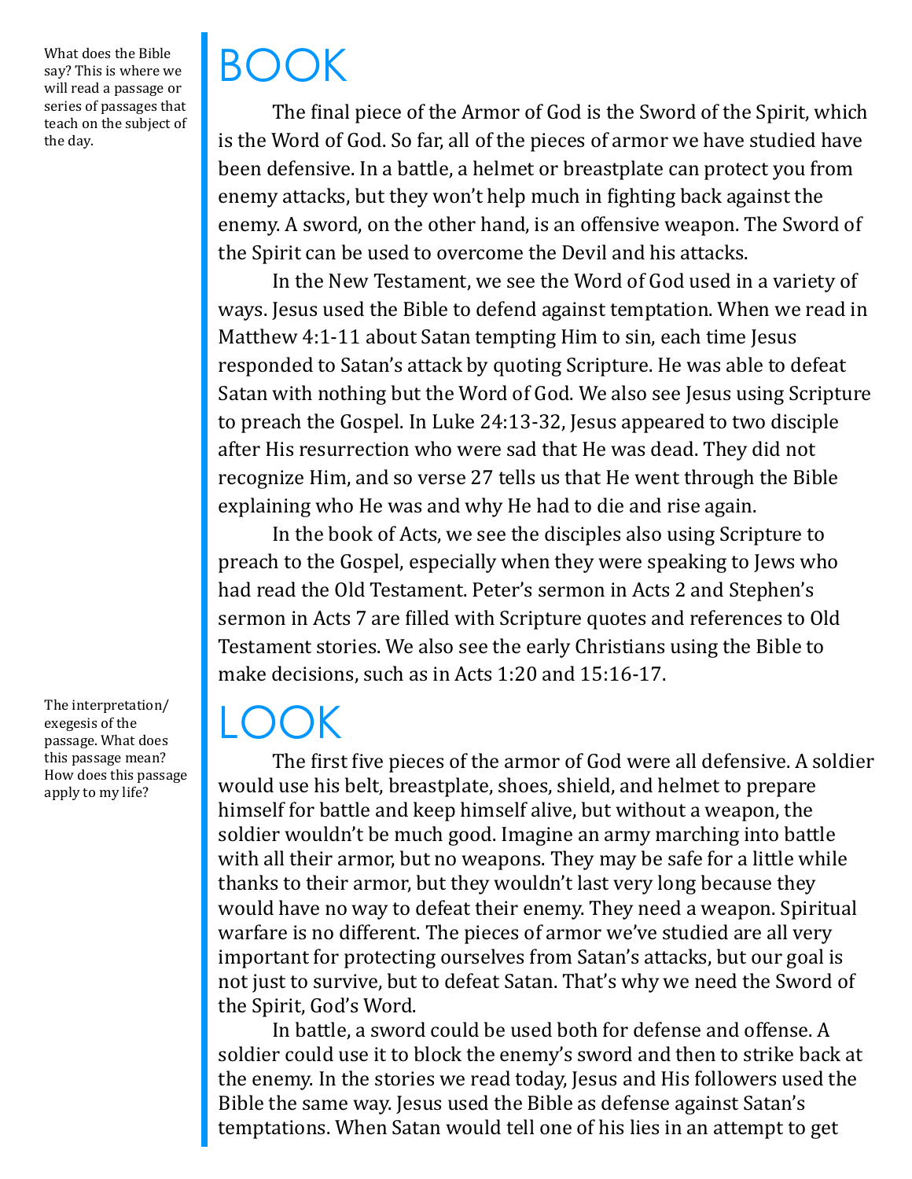What does the Bible say? This is where we will read a passage or series of passages that teach on the subject of the day.

# BOOK

The final piece of the Armor of God is the Sword of the Spirit, which is the Word of God. So far, all of the pieces of armor we have studied have been defensive. In a battle, a helmet or breastplate can protect you from enemy attacks, but they won't help much in fighting back against the enemy. A sword, on the other hand, is an offensive weapon. The Sword of the Spirit can be used to overcome the Devil and his attacks.

In the New Testament, we see the Word of God used in a variety of ways. Jesus used the Bible to defend against temptation. When we read in Matthew 4:1-11 about Satan tempting Him to sin, each time Jesus responded to Satan's attack by quoting Scripture. He was able to defeat Satan with nothing but the Word of God. We also see Jesus using Scripture to preach the Gospel. In Luke 24:13-32, Jesus appeared to two disciple after His resurrection who were sad that He was dead. They did not recognize Him, and so verse 27 tells us that He went through the Bible explaining who He was and why He had to die and rise again.

In the book of Acts, we see the disciples also using Scripture to preach to the Gospel, especially when they were speaking to Jews who had read the Old Testament. Peter's sermon in Acts 2 and Stephen's sermon in Acts 7 are filled with Scripture quotes and references to Old Testament stories. We also see the early Christians using the Bible to make decisions, such as in Acts 1:20 and 15:16-17.

The interpretation/exegesis of the passage. What does this passage mean? How does this passage apply to my life?

# LOOK

The first five pieces of the armor of God were all defensive. A soldier would use his belt, breastplate, shoes, shield, and helmet to prepare himself for battle and keep himself alive, but without a weapon, the soldier wouldn't be much good. Imagine an army marching into battle with all their armor, but no weapons. They may be safe for a little while thanks to their armor, but they wouldn't last very long because they would have no way to defeat their enemy. They need a weapon. Spiritual warfare is no different. The pieces of armor we've studied are all very important for protecting ourselves from Satan's attacks, but our goal is not just to survive, but to defeat Satan. That's why we need the Sword of the Spirit, God's Word.

In battle, a sword could be used both for defense and offense. A soldier could use it to block the enemy's sword and then to strike back at the enemy. In the stories we read today, Jesus and His followers used the Bible the same way. Jesus used the Bible as defense against Satan's temptations. When Satan would tell one of his lies in an attempt to get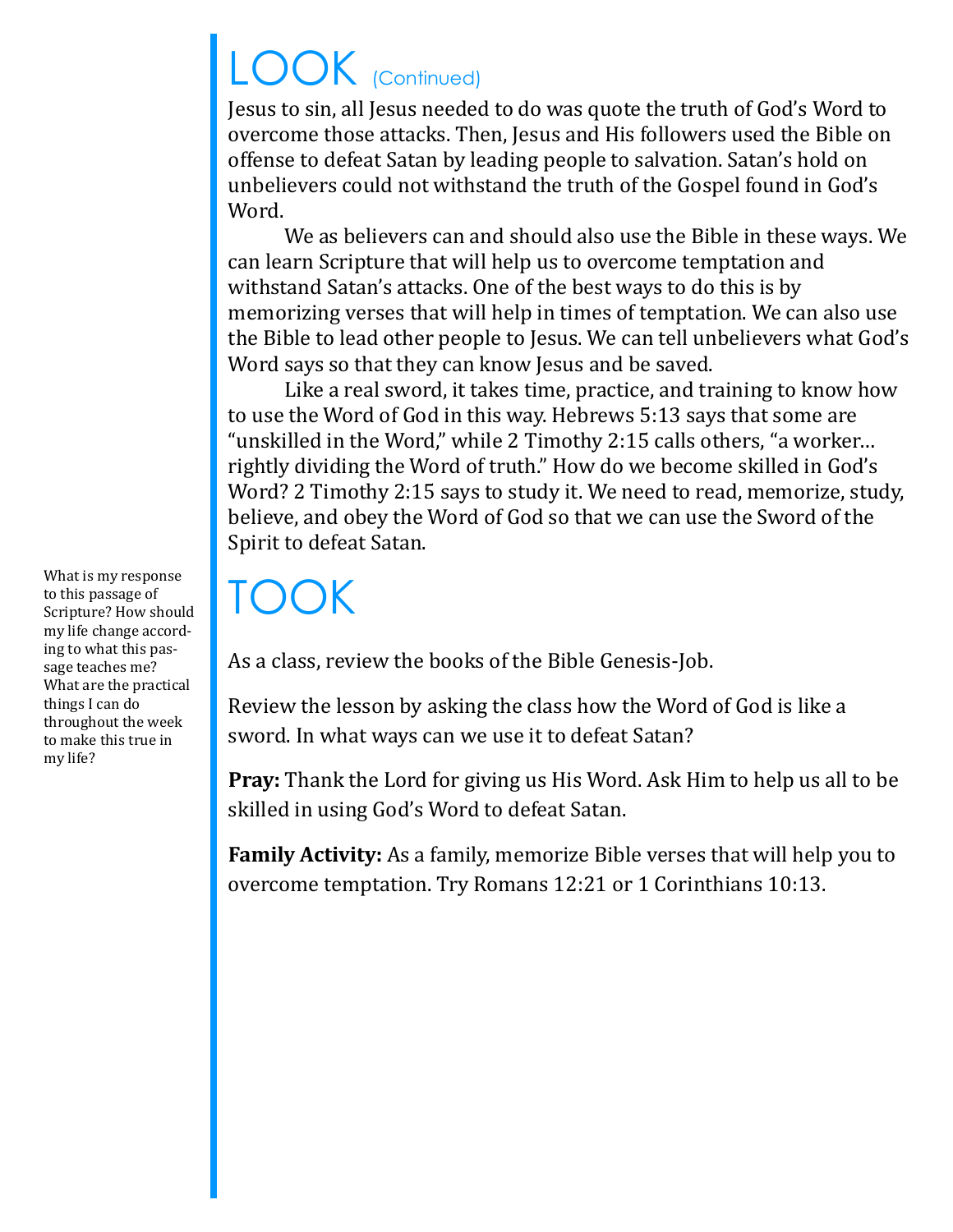# LOOK (Continued)

Jesus to sin, all Jesus needed to do was quote the truth of God's Word to overcome those attacks. Then, Jesus and His followers used the Bible on offense to defeat Satan by leading people to salvation. Satan's hold on unbelievers could not withstand the truth of the Gospel found in God's Word.

We as believers can and should also use the Bible in these ways. We can learn Scripture that will help us to overcome temptation and withstand Satan's attacks. One of the best ways to do this is by memorizing verses that will help in times of temptation. We can also use the Bible to lead other people to Jesus. We can tell unbelievers what God's Word says so that they can know Jesus and be saved.

Like a real sword, it takes time, practice, and training to know how to use the Word of God in this way. Hebrews 5:13 says that some are "unskilled in the Word," while 2 Timothy 2:15 calls others, "a worker… rightly dividing the Word of truth." How do we become skilled in God's Word? 2 Timothy 2:15 says to study it. We need to read, memorize, study, believe, and obey the Word of God so that we can use the Sword of the Spirit to defeat Satan.

# TOOK

What is my response to this passage of Scripture? How should my life change according to what this passage teaches me? What are the practical things I can do throughout the week to make this true in my life?

As a class, review the books of the Bible Genesis-Job.

Review the lesson by asking the class how the Word of God is like a sword. In what ways can we use it to defeat Satan?

**Pray:** Thank the Lord for giving us His Word. Ask Him to help us all to be skilled in using God's Word to defeat Satan.

**Family Activity:** As a family, memorize Bible verses that will help you to overcome temptation. Try Romans 12:21 or 1 Corinthians 10:13.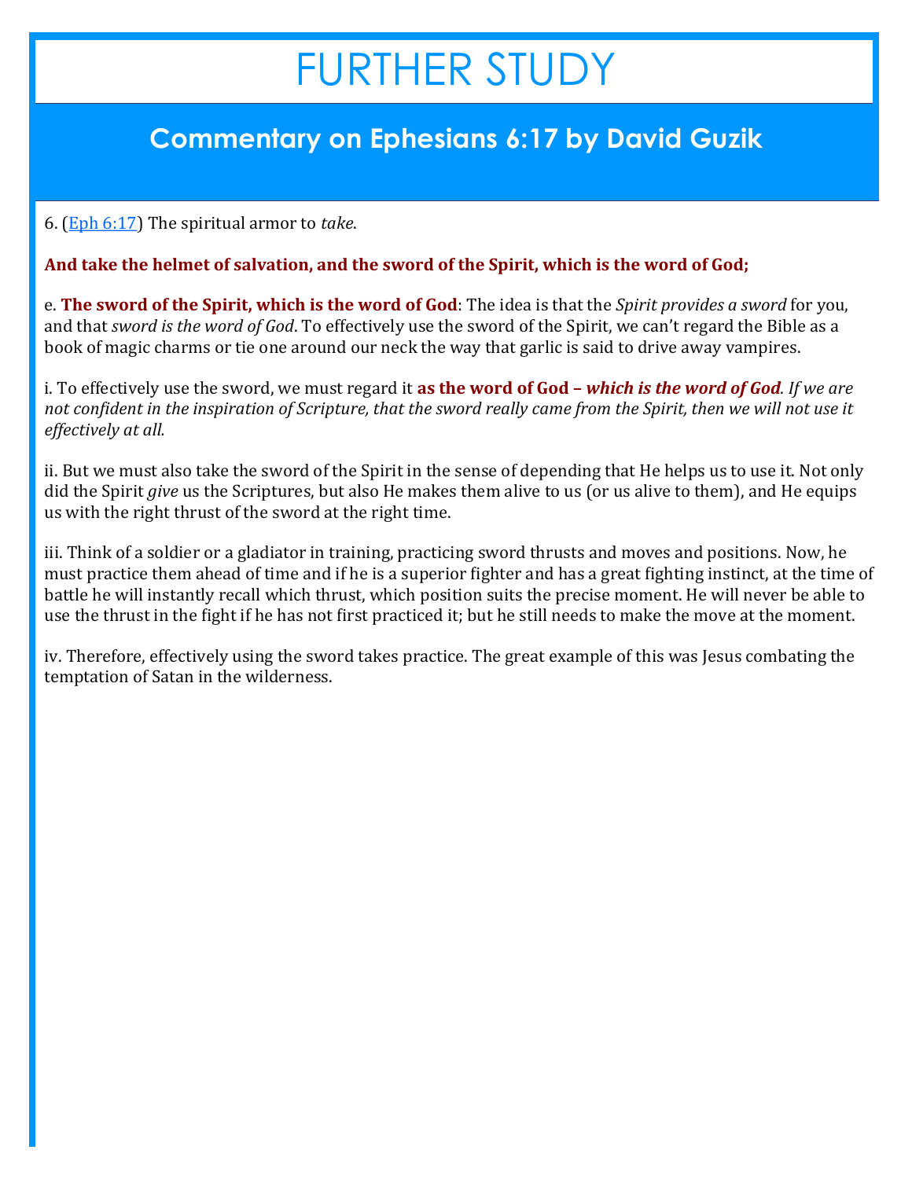# FURTHER STUDY

## Commentary on Ephesians 6:17 by David Guzik

6. (Eph 6:17) The spiritual armor to *take*.

**And take the helmet of salvation, and the sword of the Spirit, which is the word of God;**

e. **The sword of the Spirit, which is the word of God**: The idea is that the *Spirit provides a sword* for you, and that *sword is the word of God*. To effectively use the sword of the Spirit, we can't regard the Bible as a book of magic charms or tie one around our neck the way that garlic is said to drive away vampires.

i. To effectively use the sword, we must regard it **as the word of God – *which is the word of God*.** *If we are not confident in the inspiration of Scripture, that the sword really came from the Spirit, then we will not use it effectively at all.*

ii. But we must also take the sword of the Spirit in the sense of depending that He helps us to use it. Not only did the Spirit *give* us the Scriptures, but also He makes them alive to us (or us alive to them), and He equips us with the right thrust of the sword at the right time.

iii. Think of a soldier or a gladiator in training, practicing sword thrusts and moves and positions. Now, he must practice them ahead of time and if he is a superior fighter and has a great fighting instinct, at the time of battle he will instantly recall which thrust, which position suits the precise moment. He will never be able to use the thrust in the fight if he has not first practiced it; but he still needs to make the move at the moment.

iv. Therefore, effectively using the sword takes practice. The great example of this was Jesus combating the temptation of Satan in the wilderness.